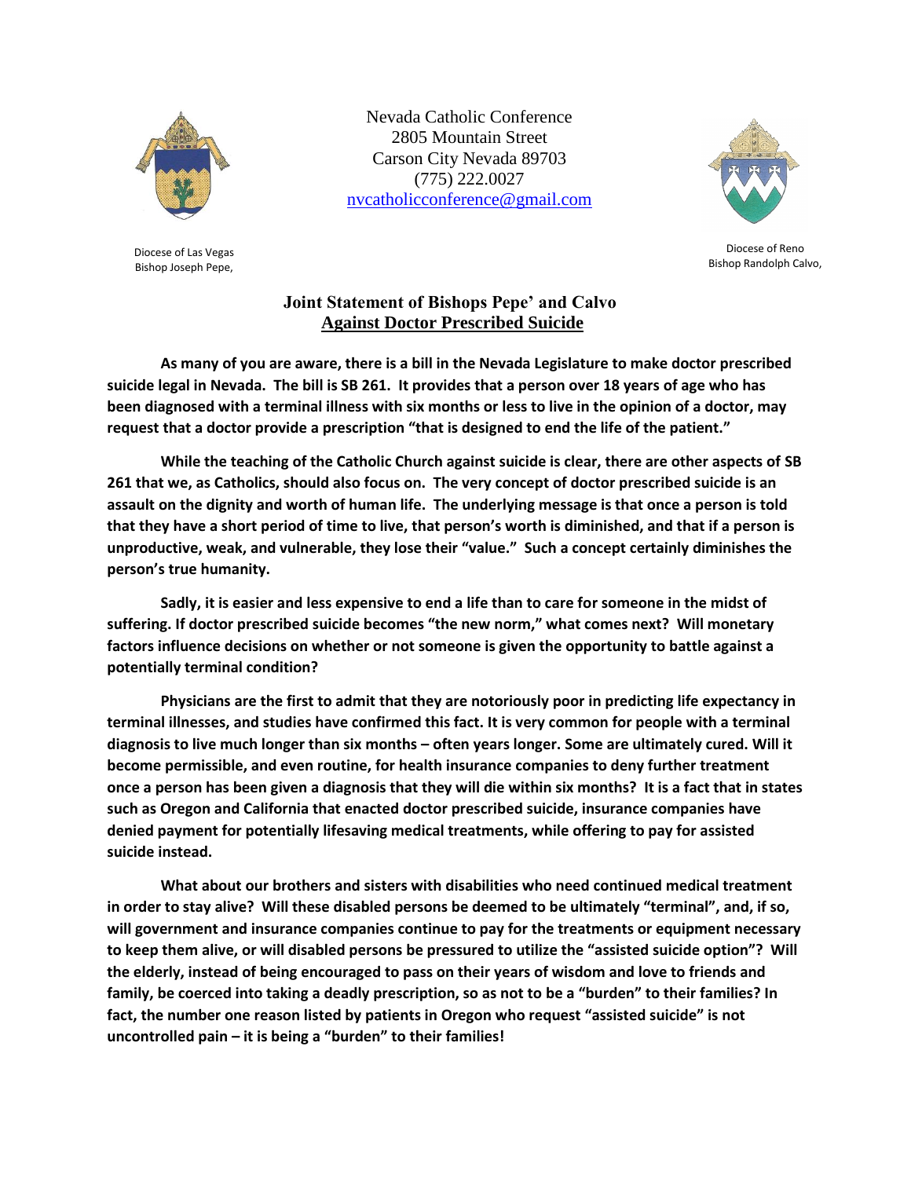Nevada Catholic Conference
2805 Mountain Street
Carson City Nevada 89703
(775) 222.0027
nvcatholicconference@gmail.com

Diocese of Las Vegas
Bishop Joseph Pepe,

Diocese of Reno
Bishop Randolph Calvo,

## Joint Statement of Bishops Pepe' and Calvo

## Against Doctor Prescribed Suicide

**As many of you are aware, there is a bill in the Nevada Legislature to make doctor prescribed suicide legal in Nevada. The bill is SB 261. It provides that a person over 18 years of age who has been diagnosed with a terminal illness with six months or less to live in the opinion of a doctor, may request that a doctor provide a prescription "that is designed to end the life of the patient."**

**While the teaching of the Catholic Church against suicide is clear, there are other aspects of SB 261 that we, as Catholics, should also focus on. The very concept of doctor prescribed suicide is an assault on the dignity and worth of human life. The underlying message is that once a person is told that they have a short period of time to live, that person's worth is diminished, and that if a person is unproductive, weak, and vulnerable, they lose their "value." Such a concept certainly diminishes the person's true humanity.**

**Sadly, it is easier and less expensive to end a life than to care for someone in the midst of suffering. If doctor prescribed suicide becomes "the new norm," what comes next? Will monetary factors influence decisions on whether or not someone is given the opportunity to battle against a potentially terminal condition?**

**Physicians are the first to admit that they are notoriously poor in predicting life expectancy in terminal illnesses, and studies have confirmed this fact. It is very common for people with a terminal diagnosis to live much longer than six months – often years longer. Some are ultimately cured. Will it become permissible, and even routine, for health insurance companies to deny further treatment once a person has been given a diagnosis that they will die within six months? It is a fact that in states such as Oregon and California that enacted doctor prescribed suicide, insurance companies have denied payment for potentially lifesaving medical treatments, while offering to pay for assisted suicide instead.**

**What about our brothers and sisters with disabilities who need continued medical treatment in order to stay alive? Will these disabled persons be deemed to be ultimately "terminal", and, if so, will government and insurance companies continue to pay for the treatments or equipment necessary to keep them alive, or will disabled persons be pressured to utilize the "assisted suicide option"? Will the elderly, instead of being encouraged to pass on their years of wisdom and love to friends and family, be coerced into taking a deadly prescription, so as not to be a "burden" to their families? In fact, the number one reason listed by patients in Oregon who request "assisted suicide" is not uncontrolled pain – it is being a "burden" to their families!**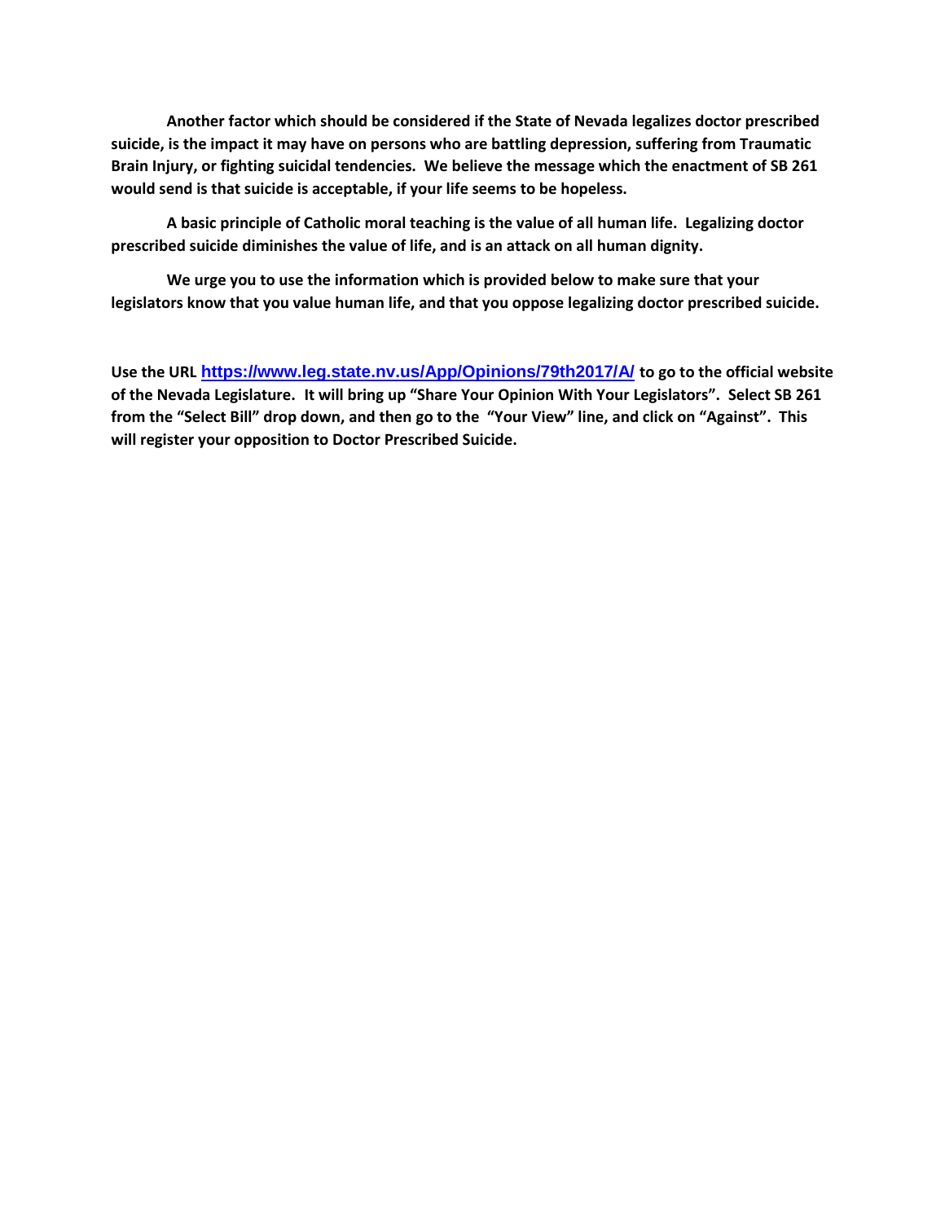**Another factor which should be considered if the State of Nevada legalizes doctor prescribed suicide, is the impact it may have on persons who are battling depression, suffering from Traumatic Brain Injury, or fighting suicidal tendencies. We believe the message which the enactment of SB 261 would send is that suicide is acceptable, if your life seems to be hopeless.**

**A basic principle of Catholic moral teaching is the value of all human life. Legalizing doctor prescribed suicide diminishes the value of life, and is an attack on all human dignity.**

**We urge you to use the information which is provided below to make sure that your legislators know that you value human life, and that you oppose legalizing doctor prescribed suicide.**

**Use the URL [https://www.leg.state.nv.us/App/Opinions/79th2017/A/](https://www.leg.state.nv.us/App/Opinions/79th2017/A/) to go to the official website of the Nevada Legislature. It will bring up "Share Your Opinion With Your Legislators". Select SB 261 from the "Select Bill" drop down, and then go to the "Your View" line, and click on "Against". This will register your opposition to Doctor Prescribed Suicide.**